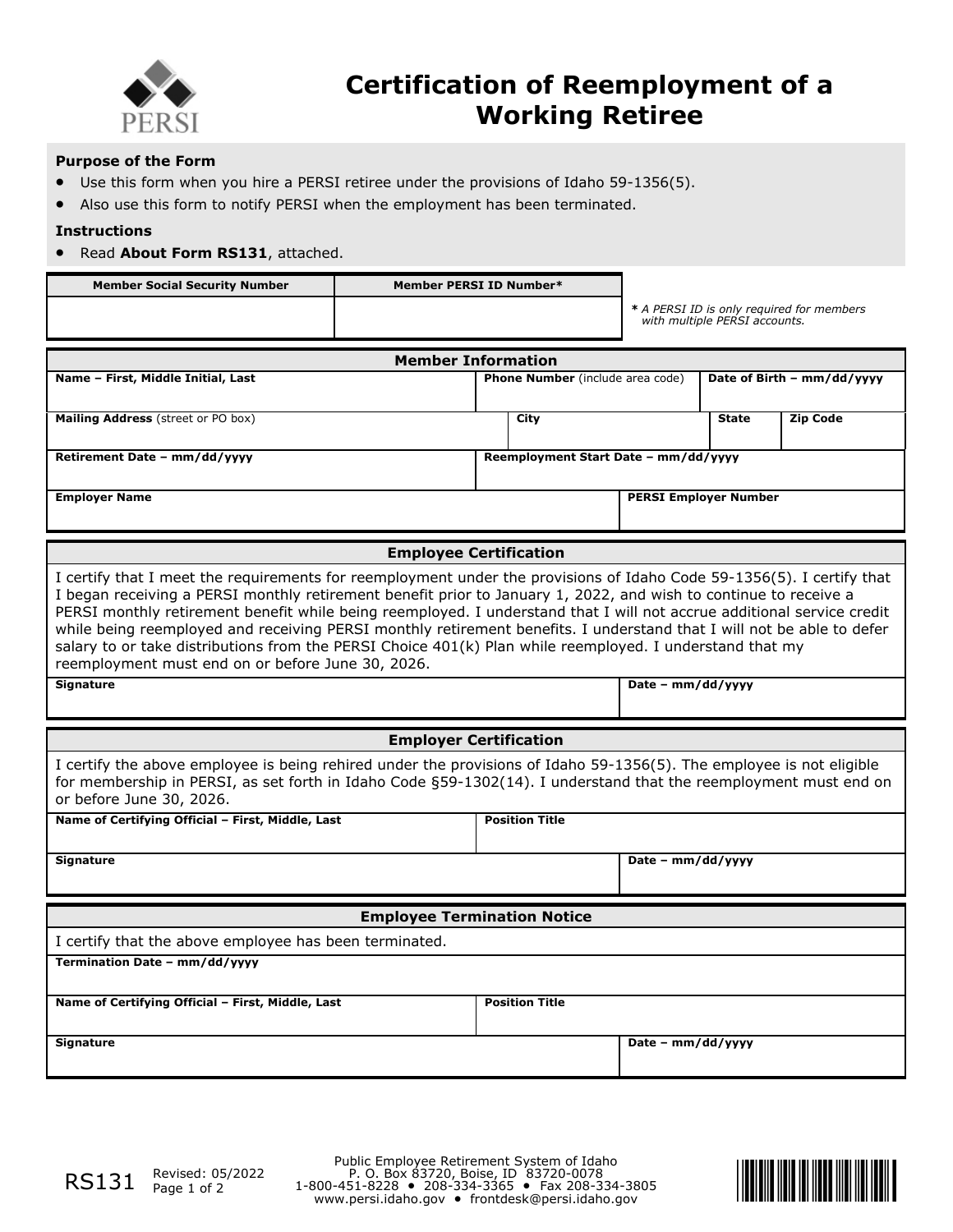# Certification of Reemployment of a Working Retiree

### Purpose of the Form

- Use this form when you hire a PERSI retiree under the provisions of Idaho 59-1356(5).
- Also use this form to notify PERSI when the employment has been terminated.

### Instructions

- Read **About Form RS131**, attached.

| Member Social Security Number | Member PERSI ID Number* |
|---|---|
| | |

*\* A PERSI ID is only required for members with multiple PERSI accounts.*

## Member Information

| Name – First, Middle Initial, Last | Phone Number (include area code) | Date of Birth – mm/dd/yyyy |
|---|---|---|
| | | |

| Mailing Address (street or PO box) | City | State | Zip Code |
|---|---|---|---|
| | | | |

| Retirement Date – mm/dd/yyyy | Reemployment Start Date – mm/dd/yyyy |
|---|---|
| | |

| Employer Name | PERSI Employer Number |
|---|---|
| | |

## Employee Certification

I certify that I meet the requirements for reemployment under the provisions of Idaho Code 59-1356(5). I certify that I began receiving a PERSI monthly retirement benefit prior to January 1, 2022, and wish to continue to receive a PERSI monthly retirement benefit while being reemployed. I understand that I will not accrue additional service credit while being reemployed and receiving PERSI monthly retirement benefits. I understand that I will not be able to defer salary to or take distributions from the PERSI Choice 401(k) Plan while reemployed. I understand that my reemployment must end on or before June 30, 2026.

| Signature | Date – mm/dd/yyyy |
|---|---|
| | |

## Employer Certification

I certify the above employee is being rehired under the provisions of Idaho 59-1356(5). The employee is not eligible for membership in PERSI, as set forth in Idaho Code §59-1302(14). I understand that the reemployment must end on or before June 30, 2026.

| Name of Certifying Official – First, Middle, Last | Position Title |
|---|---|
| | |

| Signature | Date – mm/dd/yyyy |
|---|---|
| | |

## Employee Termination Notice

I certify that the above employee has been terminated.

| Termination Date – mm/dd/yyyy |
|---|
| |

| Name of Certifying Official – First, Middle, Last | Position Title |
|---|---|
| | |

| Signature | Date – mm/dd/yyyy |
|---|---|
| | |

RS131 Revised: 05/2022

Public Employee Retirement System of Idaho
P. O. Box 83720, Boise, ID 83720-0078
1-800-451-8228 • 208-334-3365 • Fax 208-334-3805
www.persi.idaho.gov • frontdesk@persi.idaho.gov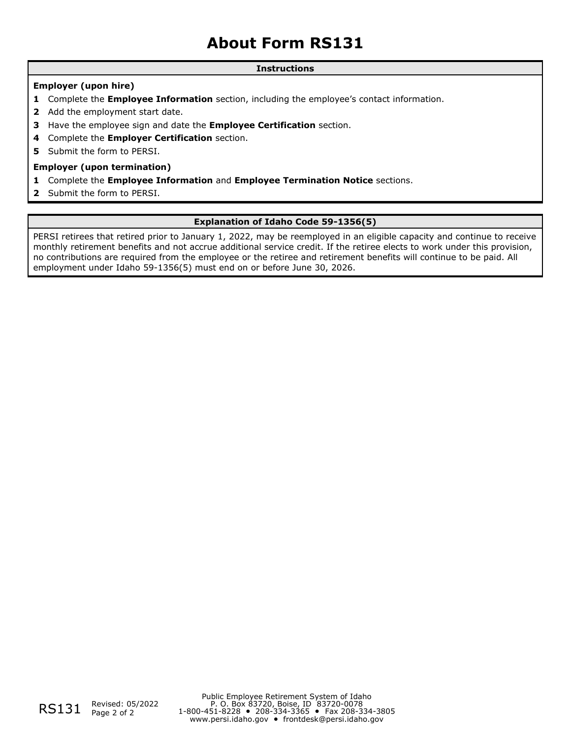# About Form RS131

## Instructions

**Employer (upon hire)**

1. Complete the **Employee Information** section, including the employee's contact information.
2. Add the employment start date.
3. Have the employee sign and date the **Employee Certification** section.
4. Complete the **Employer Certification** section.
5. Submit the form to PERSI.

**Employer (upon termination)**

1. Complete the **Employee Information** and **Employee Termination Notice** sections.
2. Submit the form to PERSI.

## Explanation of Idaho Code 59-1356(5)

PERSI retirees that retired prior to January 1, 2022, may be reemployed in an eligible capacity and continue to receive monthly retirement benefits and not accrue additional service credit. If the retiree elects to work under this provision, no contributions are required from the employee or the retiree and retirement benefits will continue to be paid. All employment under Idaho 59-1356(5) must end on or before June 30, 2026.

RS131 Revised: 05/2022

Public Employee Retirement System of Idaho
P. O. Box 83720, Boise, ID 83720-0078
1-800-451-8228 • 208-334-3365 • Fax 208-334-3805
www.persi.idaho.gov • frontdesk@persi.idaho.gov